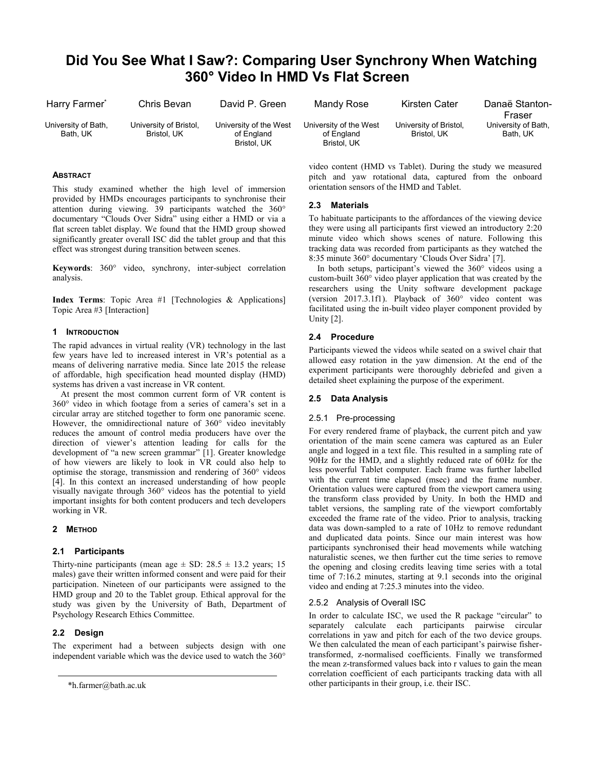# Did You See What I Saw?: Comparing User Synchrony When Watching 360° Video In HMD Vs Flat Screen

Harry Farmer* — University of Bath, Bath, UK

Chris Bevan — University of Bristol, Bristol, UK

David P. Green — University of the West of England, Bristol, UK

Mandy Rose — University of the West of England, Bristol, UK

Kirsten Cater — University of Bristol, Bristol, UK

Danaë Stanton-Fraser — University of Bath, Bath, UK

## Abstract

This study examined whether the high level of immersion provided by HMDs encourages participants to synchronise their attention during viewing. 39 participants watched the 360° documentary "Clouds Over Sidra" using either a HMD or via a flat screen tablet display. We found that the HMD group showed significantly greater overall ISC did the tablet group and that this effect was strongest during transition between scenes.

**Keywords**: 360° video, synchrony, inter-subject correlation analysis.

**Index Terms**: Topic Area #1 [Technologies & Applications] Topic Area #3 [Interaction]

## 1 Introduction

The rapid advances in virtual reality (VR) technology in the last few years have led to increased interest in VR's potential as a means of delivering narrative media. Since late 2015 the release of affordable, high specification head mounted display (HMD) systems has driven a vast increase in VR content.

At present the most common current form of VR content is 360° video in which footage from a series of camera's set in a circular array are stitched together to form one panoramic scene. However, the omnidirectional nature of 360° video inevitably reduces the amount of control media producers have over the direction of viewer's attention leading for calls for the development of "a new screen grammar" [1]. Greater knowledge of how viewers are likely to look in VR could also help to optimise the storage, transmission and rendering of 360° videos [4]. In this context an increased understanding of how people visually navigate through 360° videos has the potential to yield important insights for both content producers and tech developers working in VR.

## 2 Method

### 2.1 Participants

Thirty-nine participants (mean age ± SD: 28.5 ± 13.2 years; 15 males) gave their written informed consent and were paid for their participation. Nineteen of our participants were assigned to the HMD group and 20 to the Tablet group. Ethical approval for the study was given by the University of Bath, Department of Psychology Research Ethics Committee.

### 2.2 Design

The experiment had a between subjects design with one independent variable which was the device used to watch the 360° video content (HMD vs Tablet). During the study we measured pitch and yaw rotational data, captured from the onboard orientation sensors of the HMD and Tablet.

### 2.3 Materials

To habituate participants to the affordances of the viewing device they were using all participants first viewed an introductory 2:20 minute video which shows scenes of nature. Following this tracking data was recorded from participants as they watched the 8:35 minute 360° documentary 'Clouds Over Sidra' [7].

In both setups, participant's viewed the 360° videos using a custom-built 360° video player application that was created by the researchers using the Unity software development package (version 2017.3.1f1). Playback of 360° video content was facilitated using the in-built video player component provided by Unity [2].

### 2.4 Procedure

Participants viewed the videos while seated on a swivel chair that allowed easy rotation in the yaw dimension. At the end of the experiment participants were thoroughly debriefed and given a detailed sheet explaining the purpose of the experiment.

### 2.5 Data Analysis

#### 2.5.1 Pre-processing

For every rendered frame of playback, the current pitch and yaw orientation of the main scene camera was captured as an Euler angle and logged in a text file. This resulted in a sampling rate of 90Hz for the HMD, and a slightly reduced rate of 60Hz for the less powerful Tablet computer. Each frame was further labelled with the current time elapsed (msec) and the frame number. Orientation values were captured from the viewport camera using the transform class provided by Unity. In both the HMD and tablet versions, the sampling rate of the viewport comfortably exceeded the frame rate of the video. Prior to analysis, tracking data was down-sampled to a rate of 10Hz to remove redundant and duplicated data points. Since our main interest was how participants synchronised their head movements while watching naturalistic scenes, we then further cut the time series to remove the opening and closing credits leaving time series with a total time of 7:16.2 minutes, starting at 9.1 seconds into the original video and ending at 7:25.3 minutes into the video.

#### 2.5.2 Analysis of Overall ISC

In order to calculate ISC, we used the R package "circular" to separately calculate each participants pairwise circular correlations in yaw and pitch for each of the two device groups. We then calculated the mean of each participant's pairwise fisher-transformed, z-normalised coefficients. Finally we transformed the mean z-transformed values back into r values to gain the mean correlation coefficient of each participants tracking data with all other participants in their group, i.e. their ISC.

*h.farmer@bath.ac.uk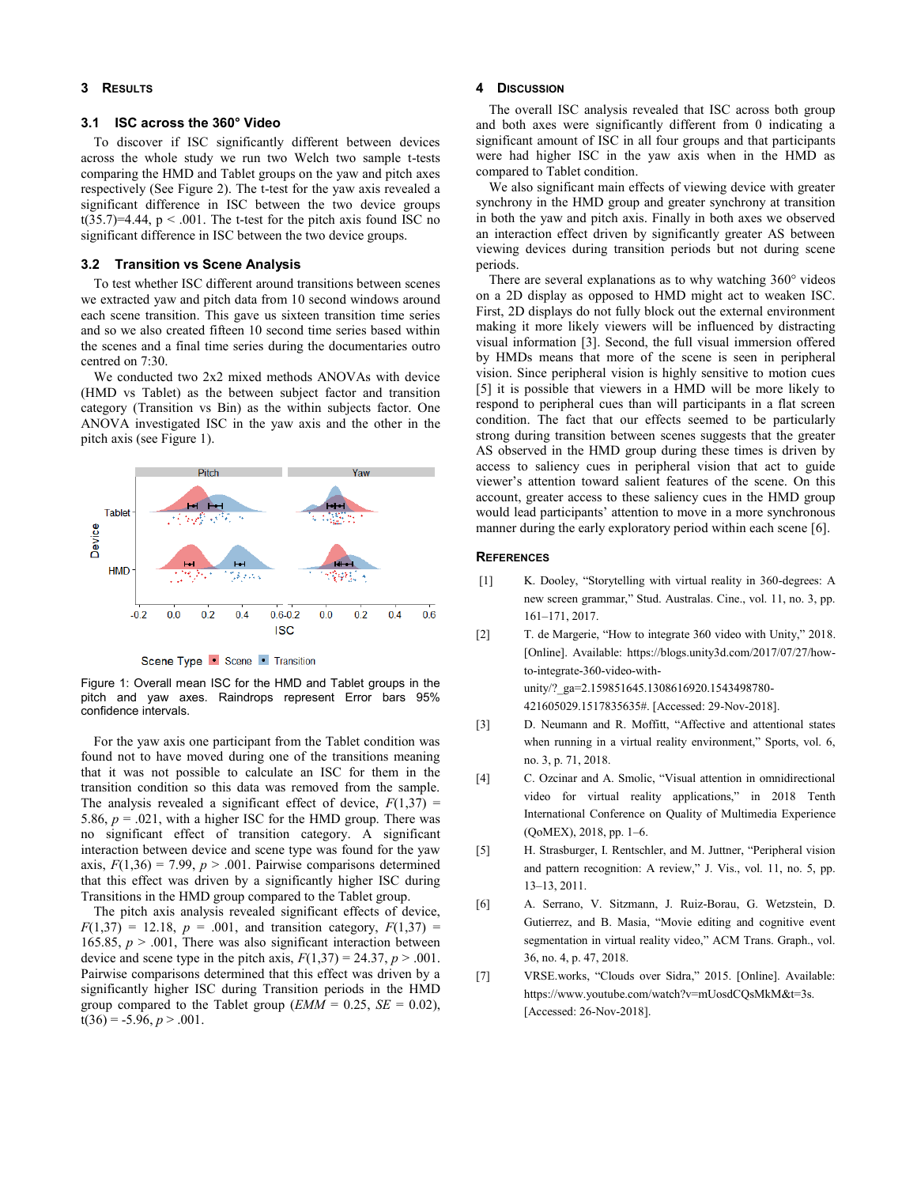## 3 Results

### 3.1 ISC across the 360° Video

To discover if ISC significantly different between devices across the whole study we run two Welch two sample t-tests comparing the HMD and Tablet groups on the yaw and pitch axes respectively (See Figure 2). The t-test for the yaw axis revealed a significant difference in ISC between the two device groups $t(35.7)=4.44$, $p < .001$. The t-test for the pitch axis found ISC no significant difference in ISC between the two device groups.

### 3.2 Transition vs Scene Analysis

To test whether ISC different around transitions between scenes we extracted yaw and pitch data from 10 second windows around each scene transition. This gave us sixteen transition time series and so we also created fifteen 10 second time series based within the scenes and a final time series during the documentaries outro centred on 7:30.

We conducted two 2x2 mixed methods ANOVAs with device (HMD vs Tablet) as the between subject factor and transition category (Transition vs Bin) as the within subjects factor. One ANOVA investigated ISC in the yaw axis and the other in the pitch axis (see Figure 1).

Pitch
Yaw
Tablet
HMD
Device
-0.2 0.0 0.2 0.4 0.6 -0.2 0.0 0.2 0.4 0.6
ISC
Scene Type Scene Transition

Figure 1: Overall mean ISC for the HMD and Tablet groups in the pitch and yaw axes. Raindrops represent Error bars 95% confidence intervals.

For the yaw axis one participant from the Tablet condition was found not to have moved during one of the transitions meaning that it was not possible to calculate an ISC for them in the transition condition so this data was removed from the sample. The analysis revealed a significant effect of device, $F(1,37) = 5.86$, $p = .021$, with a higher ISC for the HMD group. There was no significant effect of transition category. A significant interaction between device and scene type was found for the yaw axis, $F(1,36) = 7.99$, $p > .001$. Pairwise comparisons determined that this effect was driven by a significantly higher ISC during Transitions in the HMD group compared to the Tablet group.

The pitch axis analysis revealed significant effects of device, $F(1,37) = 12.18$, $p = .001$, and transition category, $F(1,37) = 165.85$, $p > .001$, There was also significant interaction between device and scene type in the pitch axis, $F(1,37) = 24.37$, $p > .001$. Pairwise comparisons determined that this effect was driven by a significantly higher ISC during Transition periods in the HMD group compared to the Tablet group ($EMM = 0.25$, $SE = 0.02$), $t(36) = -5.96$, $p > .001$.

## 4 Discussion

The overall ISC analysis revealed that ISC across both group and both axes were significantly different from 0 indicating a significant amount of ISC in all four groups and that participants were had higher ISC in the yaw axis when in the HMD as compared to Tablet condition.

We also significant main effects of viewing device with greater synchrony in the HMD group and greater synchrony at transition in both the yaw and pitch axis. Finally in both axes we observed an interaction effect driven by significantly greater AS between viewing devices during transition periods but not during scene periods.

There are several explanations as to why watching 360° videos on a 2D display as opposed to HMD might act to weaken ISC. First, 2D displays do not fully block out the external environment making it more likely viewers will be influenced by distracting visual information [3]. Second, the full visual immersion offered by HMDs means that more of the scene is seen in peripheral vision. Since peripheral vision is highly sensitive to motion cues [5] it is possible that viewers in a HMD will be more likely to respond to peripheral cues than will participants in a flat screen condition. The fact that our effects seemed to be particularly strong during transition between scenes suggests that the greater AS observed in the HMD group during these times is driven by access to saliency cues in peripheral vision that act to guide viewer's attention toward salient features of the scene. On this account, greater access to these saliency cues in the HMD group would lead participants' attention to move in a more synchronous manner during the early exploratory period within each scene [6].

## References

[1] K. Dooley, "Storytelling with virtual reality in 360-degrees: A new screen grammar," Stud. Australas. Cine., vol. 11, no. 3, pp. 161–171, 2017.

[2] T. de Margerie, "How to integrate 360 video with Unity," 2018. [Online]. Available: https://blogs.unity3d.com/2017/07/27/how-to-integrate-360-video-with-unity/?_ga=2.159851645.1308616920.1543498780-421605029.1517835635#. [Accessed: 29-Nov-2018].

[3] D. Neumann and R. Moffitt, "Affective and attentional states when running in a virtual reality environment," Sports, vol. 6, no. 3, p. 71, 2018.

[4] C. Ozcinar and A. Smolic, "Visual attention in omnidirectional video for virtual reality applications," in 2018 Tenth International Conference on Quality of Multimedia Experience (QoMEX), 2018, pp. 1–6.

[5] H. Strasburger, I. Rentschler, and M. Juttner, "Peripheral vision and pattern recognition: A review," J. Vis., vol. 11, no. 5, pp. 13–13, 2011.

[6] A. Serrano, V. Sitzmann, J. Ruiz-Borau, G. Wetzstein, D. Gutierrez, and B. Masia, "Movie editing and cognitive event segmentation in virtual reality video," ACM Trans. Graph., vol. 36, no. 4, p. 47, 2018.

[7] VRSE.works, "Clouds over Sidra," 2015. [Online]. Available: https://www.youtube.com/watch?v=mUosdCQsMkM&t=3s. [Accessed: 26-Nov-2018].